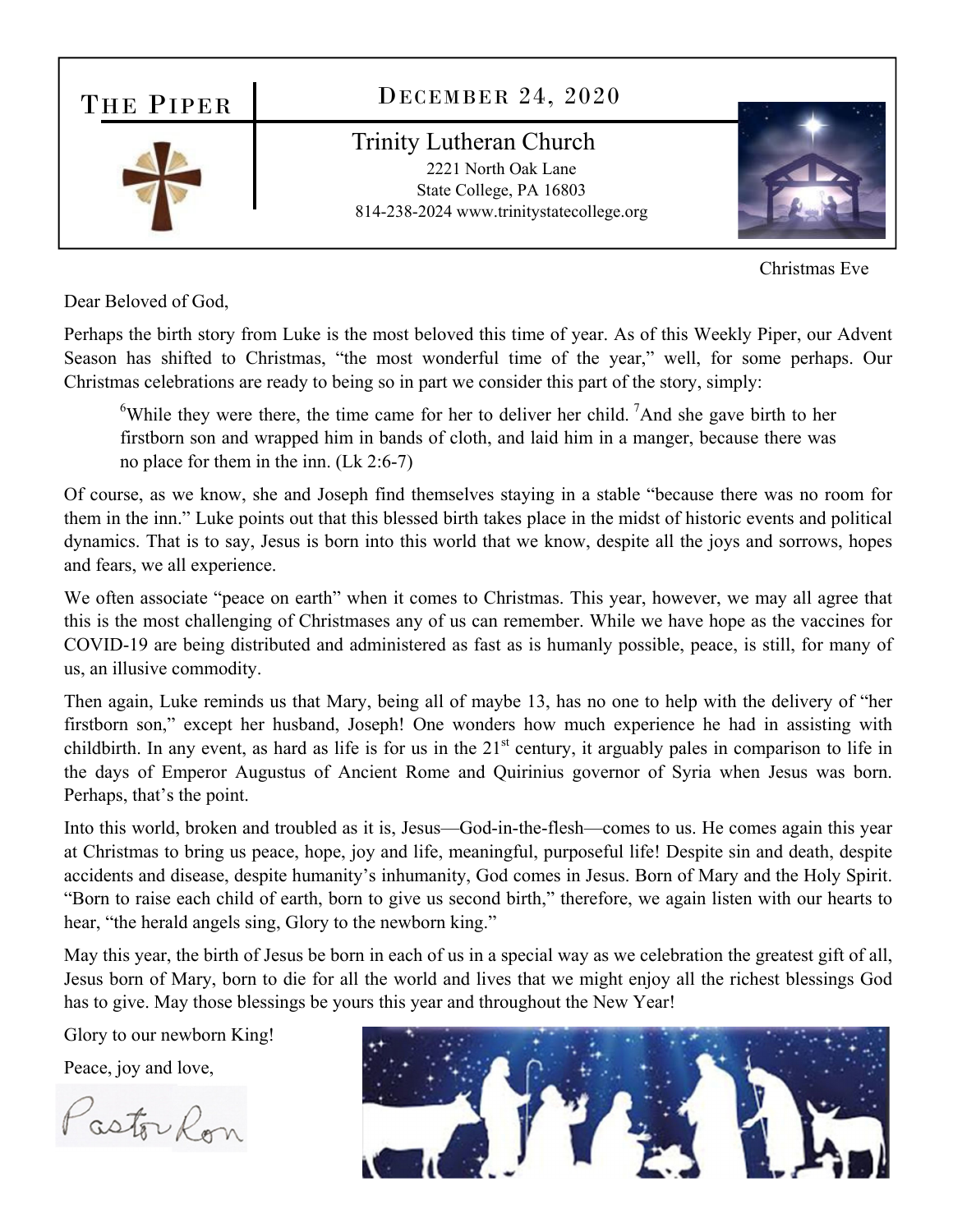# The Piper

## December 24, 2020

**Trinity Lutheran Church**
2221 North Oak Lane
State College, PA 16803
814-238-2024 www.trinitystatecollege.org

Christmas Eve

Dear Beloved of God,

Perhaps the birth story from Luke is the most beloved this time of year. As of this Weekly Piper, our Advent Season has shifted to Christmas, "the most wonderful time of the year," well, for some perhaps. Our Christmas celebrations are ready to being so in part we consider this part of the story, simply:

> [6]While they were there, the time came for her to deliver her child. [7]And she gave birth to her firstborn son and wrapped him in bands of cloth, and laid him in a manger, because there was no place for them in the inn. (Lk 2:6-7)

Of course, as we know, she and Joseph find themselves staying in a stable "because there was no room for them in the inn." Luke points out that this blessed birth takes place in the midst of historic events and political dynamics. That is to say, Jesus is born into this world that we know, despite all the joys and sorrows, hopes and fears, we all experience.

We often associate "peace on earth" when it comes to Christmas. This year, however, we may all agree that this is the most challenging of Christmases any of us can remember. While we have hope as the vaccines for COVID-19 are being distributed and administered as fast as is humanly possible, peace, is still, for many of us, an illusive commodity.

Then again, Luke reminds us that Mary, being all of maybe 13, has no one to help with the delivery of "her firstborn son," except her husband, Joseph! One wonders how much experience he had in assisting with childbirth. In any event, as hard as life is for us in the 21st century, it arguably pales in comparison to life in the days of Emperor Augustus of Ancient Rome and Quirinius governor of Syria when Jesus was born. Perhaps, that's the point.

Into this world, broken and troubled as it is, Jesus—God-in-the-flesh—comes to us. He comes again this year at Christmas to bring us peace, hope, joy and life, meaningful, purposeful life! Despite sin and death, despite accidents and disease, despite humanity's inhumanity, God comes in Jesus. Born of Mary and the Holy Spirit. "Born to raise each child of earth, born to give us second birth," therefore, we again listen with our hearts to hear, "the herald angels sing, Glory to the newborn king."

May this year, the birth of Jesus be born in each of us in a special way as we celebration the greatest gift of all, Jesus born of Mary, born to die for all the world and lives that we might enjoy all the richest blessings God has to give. May those blessings be yours this year and throughout the New Year!

Glory to our newborn King!

Peace, joy and love,

Pastor Ron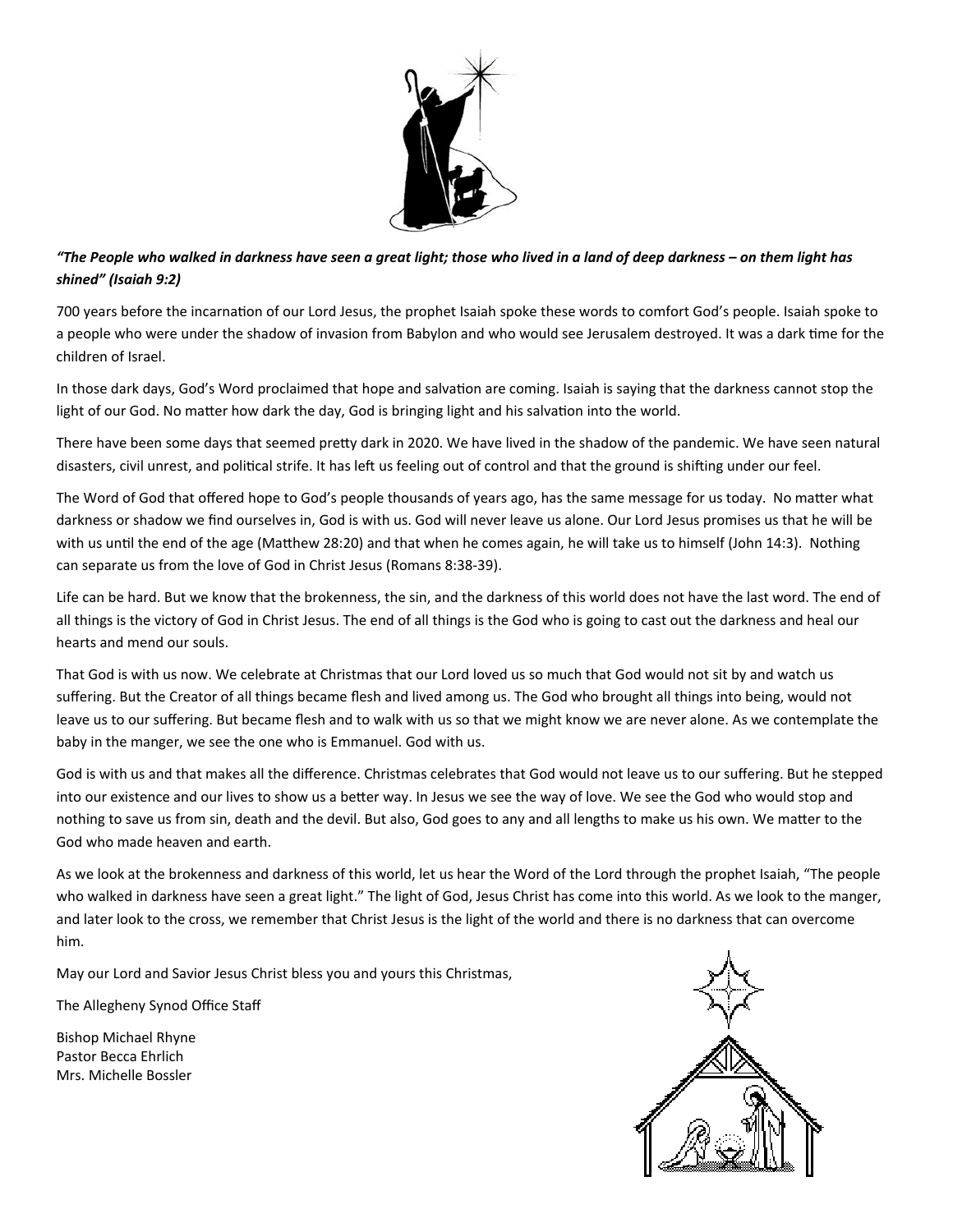*"The People who walked in darkness have seen a great light; those who lived in a land of deep darkness – on them light has shined" (Isaiah 9:2)*

700 years before the incarnation of our Lord Jesus, the prophet Isaiah spoke these words to comfort God's people. Isaiah spoke to a people who were under the shadow of invasion from Babylon and who would see Jerusalem destroyed. It was a dark time for the children of Israel.

In those dark days, God's Word proclaimed that hope and salvation are coming. Isaiah is saying that the darkness cannot stop the light of our God. No matter how dark the day, God is bringing light and his salvation into the world.

There have been some days that seemed pretty dark in 2020. We have lived in the shadow of the pandemic. We have seen natural disasters, civil unrest, and political strife. It has left us feeling out of control and that the ground is shifting under our feel.

The Word of God that offered hope to God's people thousands of years ago, has the same message for us today. No matter what darkness or shadow we find ourselves in, God is with us. God will never leave us alone. Our Lord Jesus promises us that he will be with us until the end of the age (Matthew 28:20) and that when he comes again, he will take us to himself (John 14:3). Nothing can separate us from the love of God in Christ Jesus (Romans 8:38-39).

Life can be hard. But we know that the brokenness, the sin, and the darkness of this world does not have the last word. The end of all things is the victory of God in Christ Jesus. The end of all things is the God who is going to cast out the darkness and heal our hearts and mend our souls.

That God is with us now. We celebrate at Christmas that our Lord loved us so much that God would not sit by and watch us suffering. But the Creator of all things became flesh and lived among us. The God who brought all things into being, would not leave us to our suffering. But became flesh and to walk with us so that we might know we are never alone. As we contemplate the baby in the manger, we see the one who is Emmanuel. God with us.

God is with us and that makes all the difference. Christmas celebrates that God would not leave us to our suffering. But he stepped into our existence and our lives to show us a better way. In Jesus we see the way of love. We see the God who would stop and nothing to save us from sin, death and the devil. But also, God goes to any and all lengths to make us his own. We matter to the God who made heaven and earth.

As we look at the brokenness and darkness of this world, let us hear the Word of the Lord through the prophet Isaiah, "The people who walked in darkness have seen a great light." The light of God, Jesus Christ has come into this world. As we look to the manger, and later look to the cross, we remember that Christ Jesus is the light of the world and there is no darkness that can overcome him.

May our Lord and Savior Jesus Christ bless you and yours this Christmas,

The Allegheny Synod Office Staff

Bishop Michael Rhyne
Pastor Becca Ehrlich
Mrs. Michelle Bossler